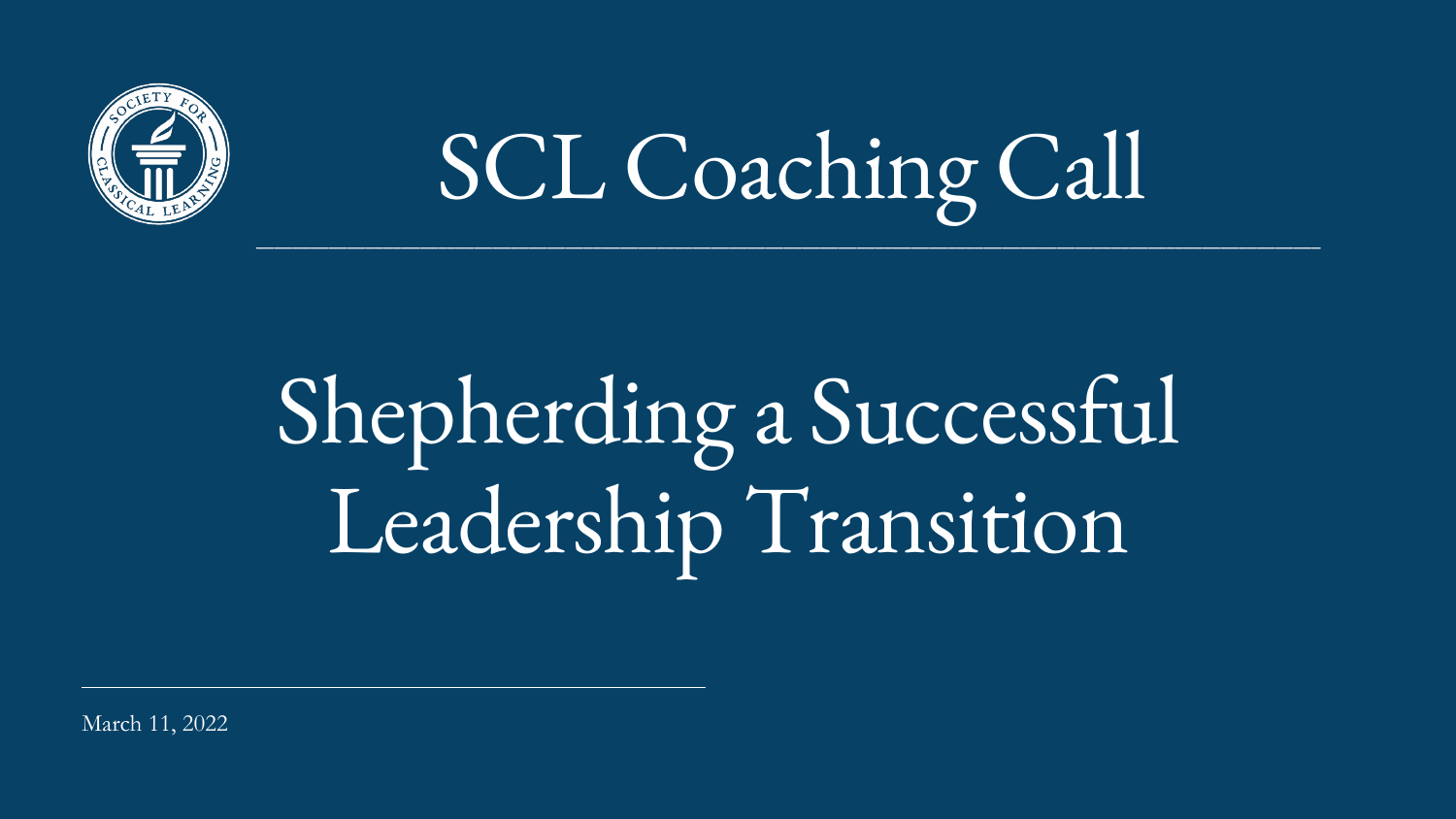# SCL Coaching Call

# Shepherding a Successful Leadership Transition

March 11, 2022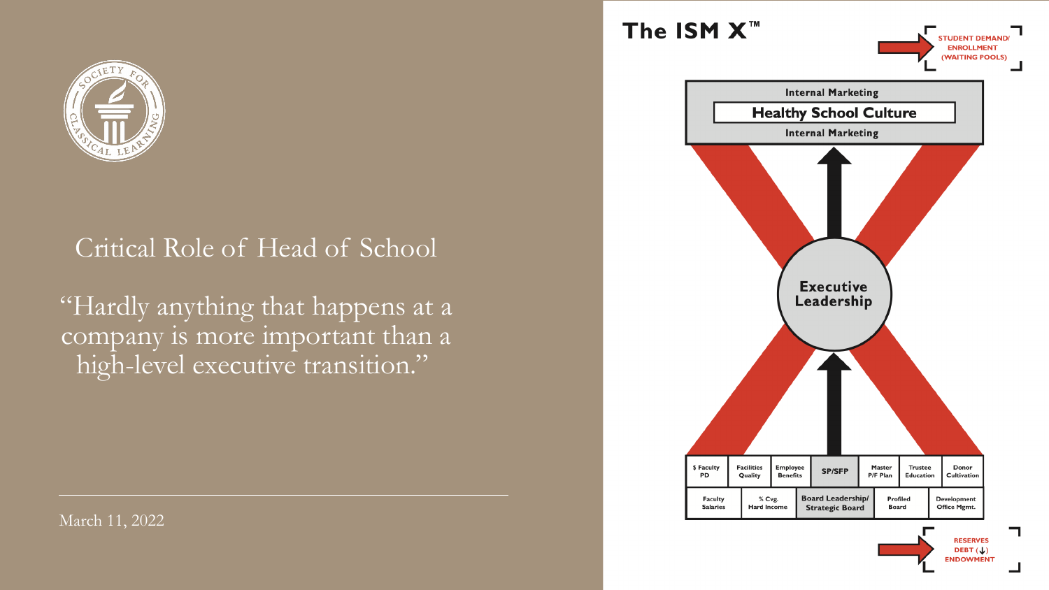## Critical Role of Head of School

"Hardly anything that happens at a company is more important than a high-level executive transition."

March 11, 2022

## The ISM X™

STUDENT DEMAND/ ENROLLMENT (WAITING POOLS)

Internal Marketing

**Healthy School Culture**

Internal Marketing

**Executive Leadership**

| $ Faculty PD | Facilities Quality | Employee Benefits | SP/SFP | Master P/F Plan | Trustee Education | Donor Cultivation |
|---|---|---|---|---|---|---|

| Faculty Salaries | % Cvg. Hard Income | Board Leadership/ Strategic Board | Profiled Board | Development Office Mgmt. |
|---|---|---|---|---|

RESERVES
DEBT (↓)
ENDOWMENT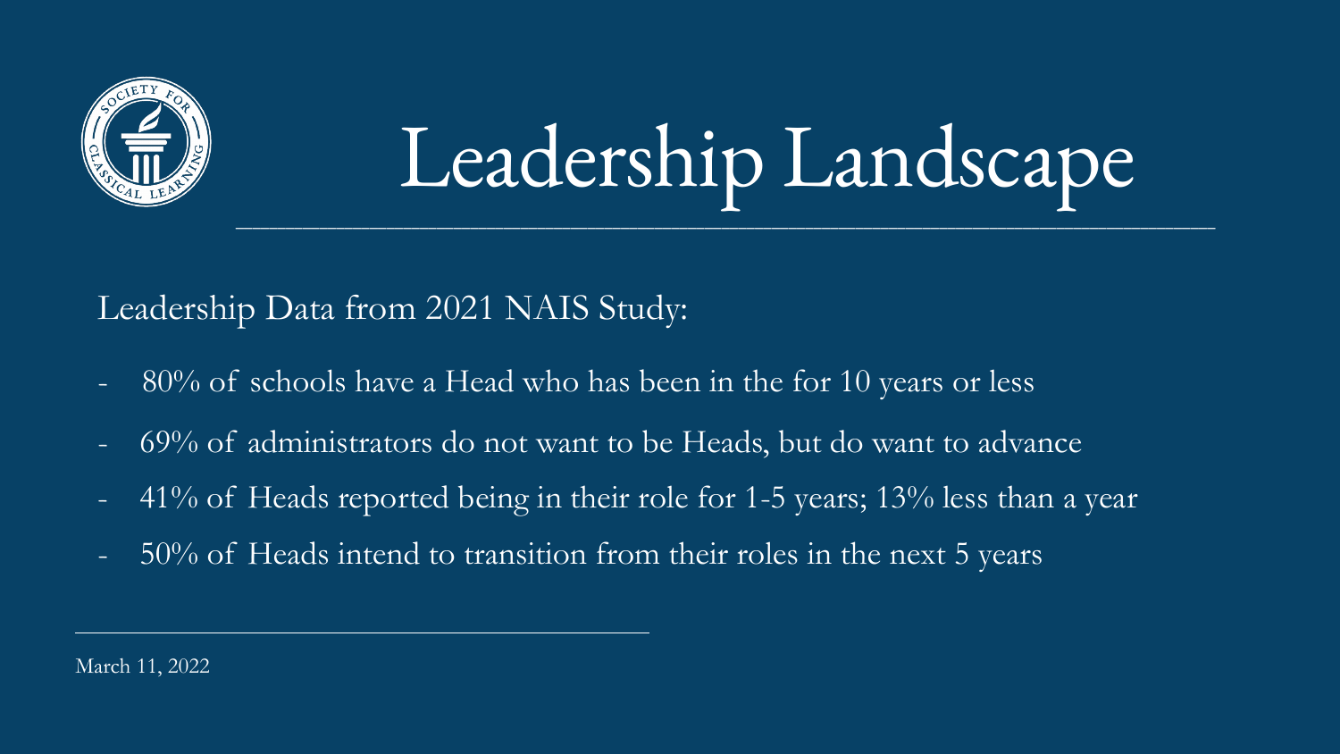# Leadership Landscape

Leadership Data from 2021 NAIS Study:

- 80% of schools have a Head who has been in the for 10 years or less
- 69% of administrators do not want to be Heads, but do want to advance
- 41% of Heads reported being in their role for 1-5 years; 13% less than a year
- 50% of Heads intend to transition from their roles in the next 5 years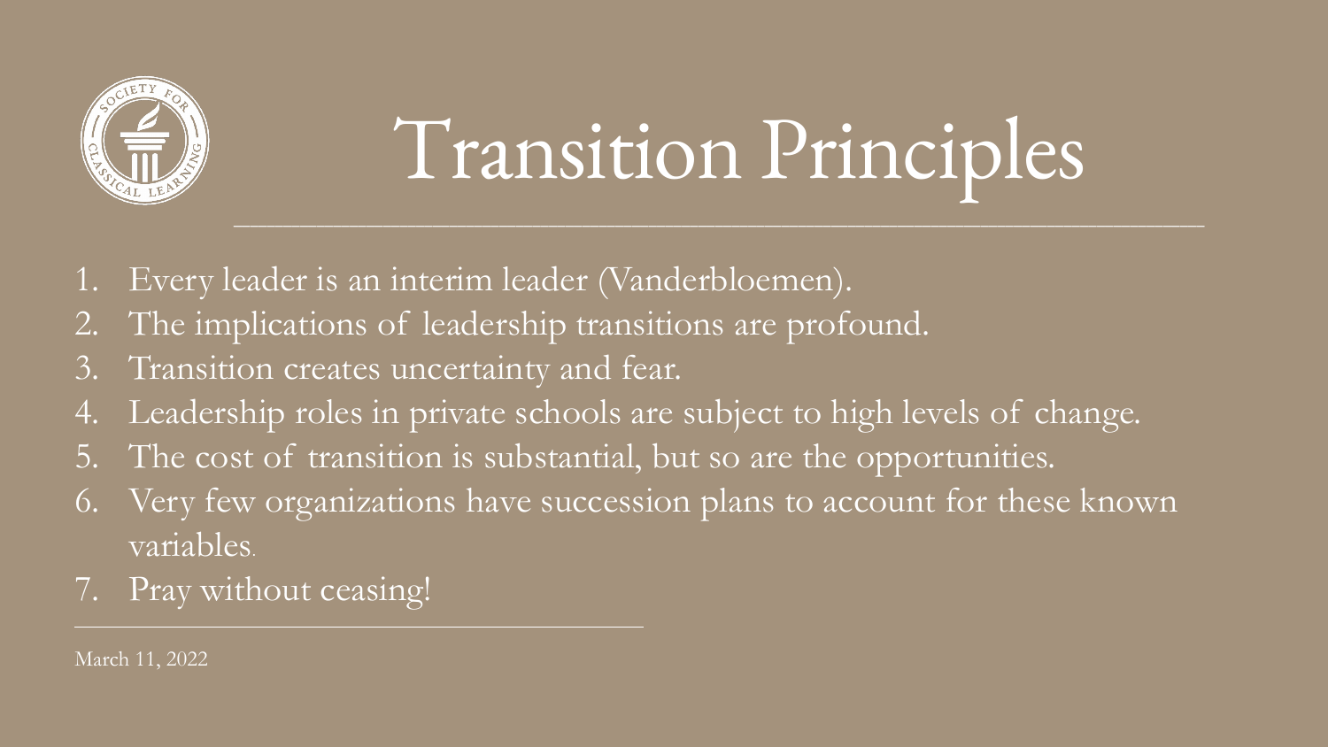# Transition Principles

1. Every leader is an interim leader (Vanderbloemen).
2. The implications of leadership transitions are profound.
3. Transition creates uncertainty and fear.
4. Leadership roles in private schools are subject to high levels of change.
5. The cost of transition is substantial, but so are the opportunities.
6. Very few organizations have succession plans to account for these known variables.
7. Pray without ceasing!

March 11, 2022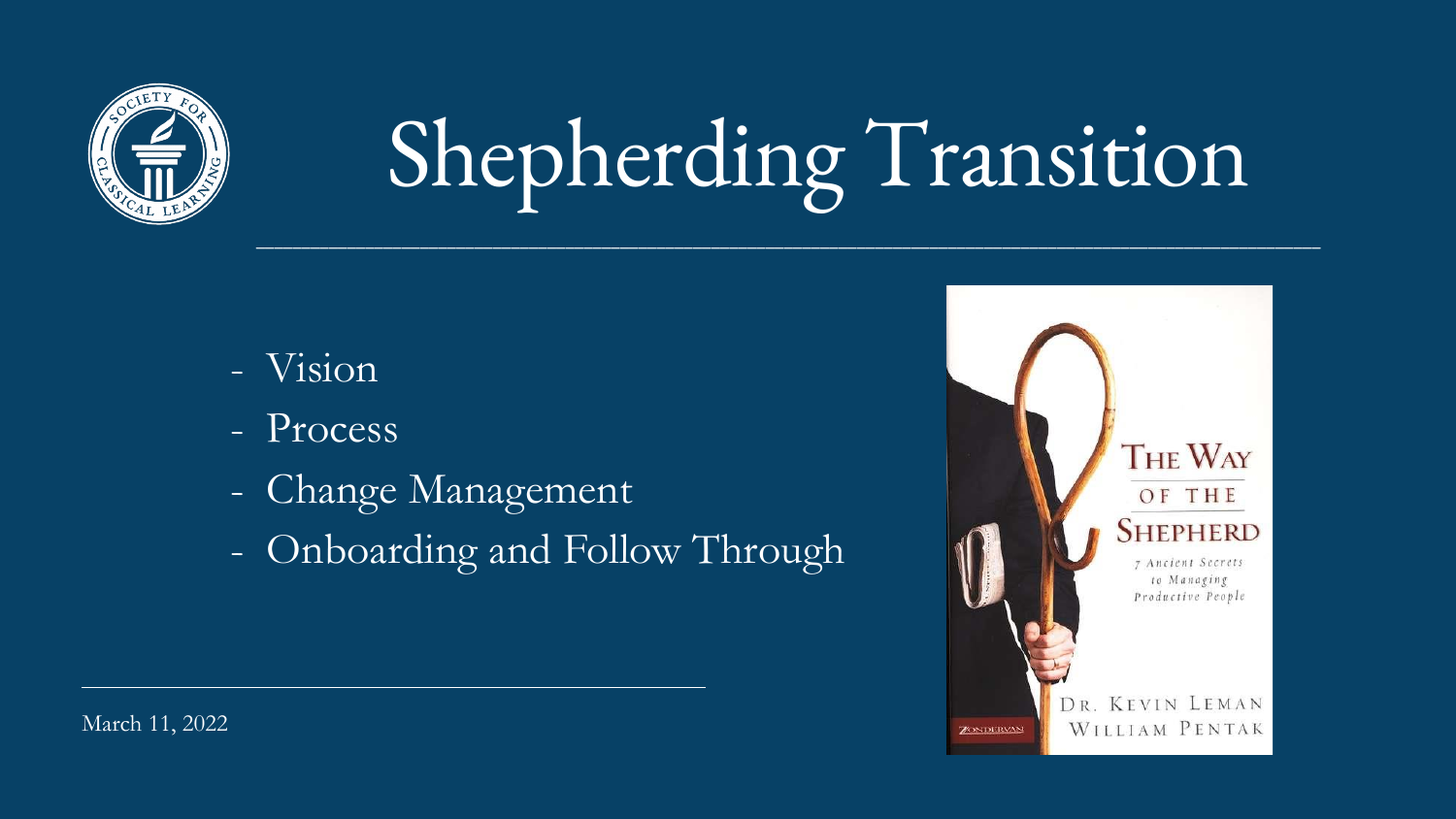# Shepherding Transition

- Vision
- Process
- Change Management
- Onboarding and Follow Through

March 11, 2022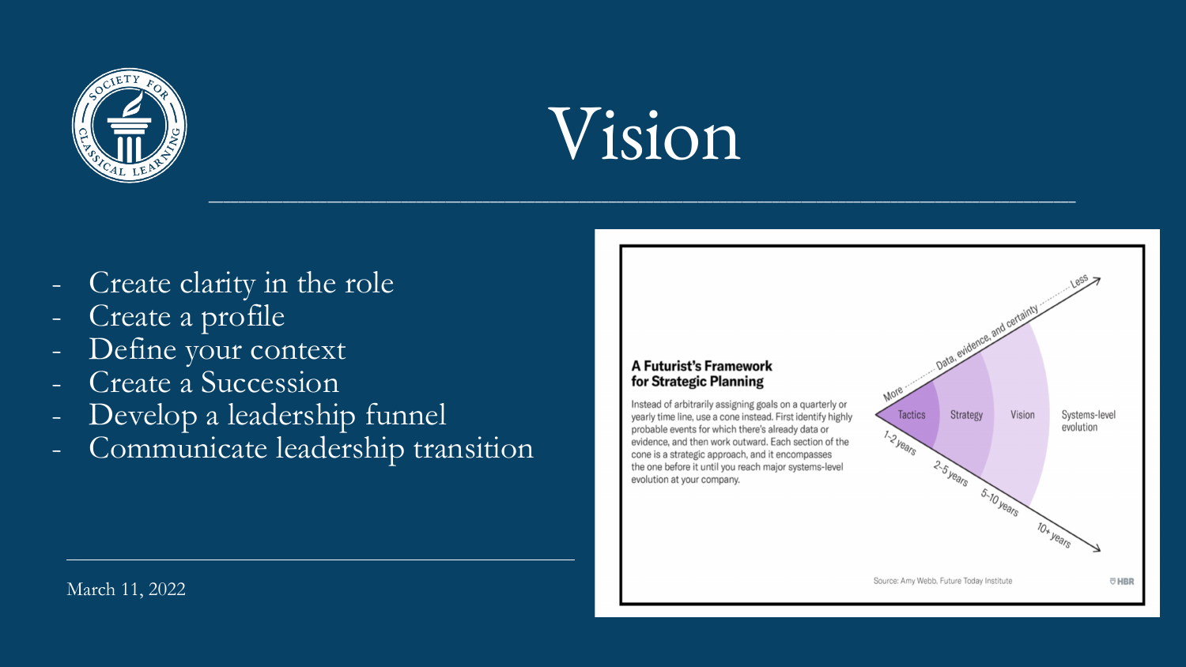# Vision

- Create clarity in the role
- Create a profile
- Define your context
- Create a Succession
- Develop a leadership funnel
- Communicate leadership transition

March 11, 2022

**A Futurist's Framework for Strategic Planning**

Instead of arbitrarily assigning goals on a quarterly or yearly time line, use a cone instead. First identify highly probable events for which there's already data or evidence, and then work outward. Each section of the cone is a strategic approach, and it encompasses the one before it until you reach major systems-level evolution at your company.

Tactics — 1-2 years
Strategy — 2-5 years
Vision — 5-10 years
Systems-level evolution — 10+ years

Data, evidence, and certainty: More → Less

Source: Amy Webb, Future Today Institute

HBR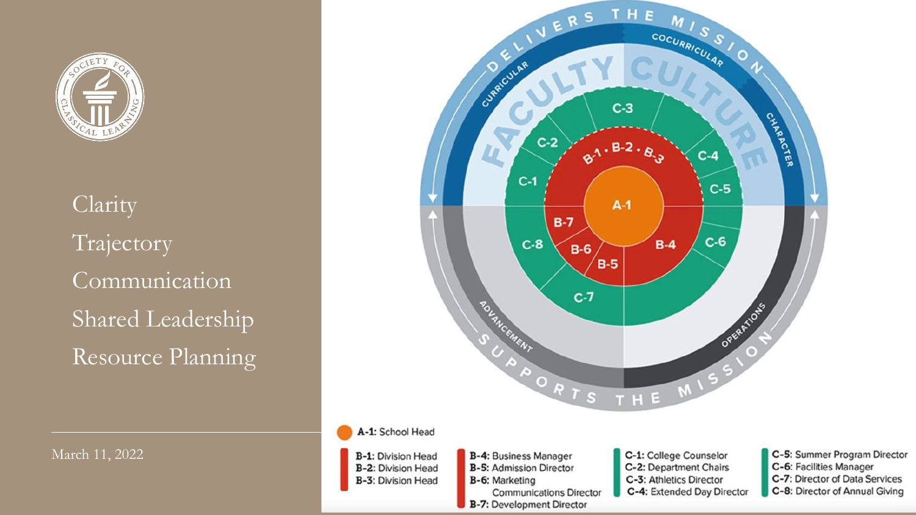Clarity

Trajectory

Communication

Shared Leadership

Resource Planning

March 11, 2022

DELIVERS THE MISSION

CURRICULAR

COCURRICULAR

CHARACTER

FACULTY CULTURE

SUPPORTS THE MISSION

ADVANCEMENT

OPERATIONS

A-1: School Head

B-1: Division Head
B-2: Division Head
B-3: Division Head

B-4: Business Manager
B-5: Admission Director
B-6: Marketing Communications Director
B-7: Development Director

C-1: College Counselor
C-2: Department Chairs
C-3: Athletics Director
C-4: Extended Day Director

C-5: Summer Program Director
C-6: Facilities Manager
C-7: Director of Data Services
C-8: Director of Annual Giving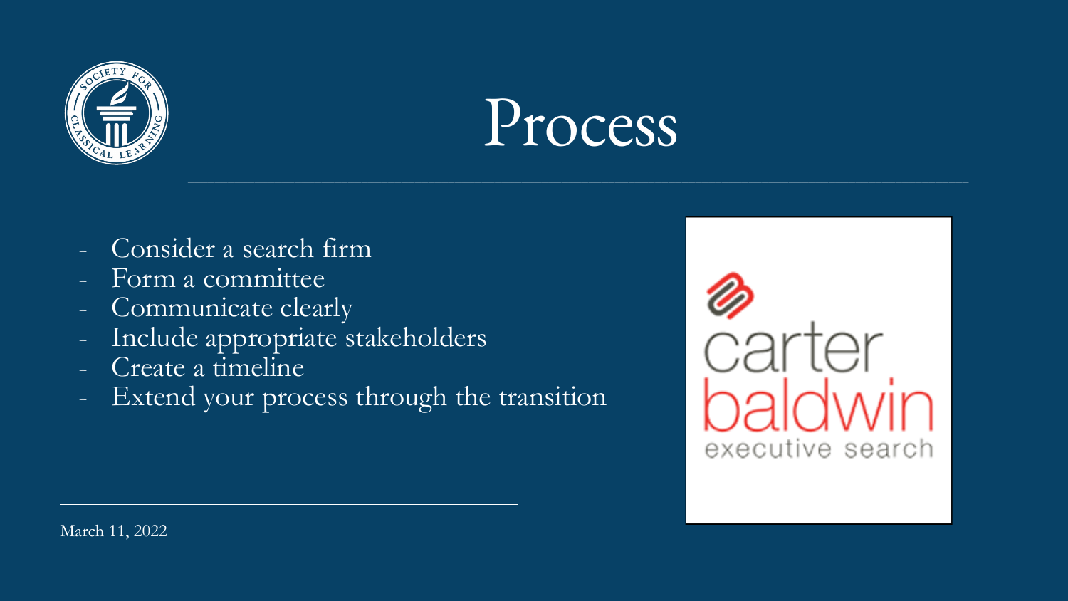# Process

- Consider a search firm
- Form a committee
- Communicate clearly
- Include appropriate stakeholders
- Create a timeline
- Extend your process through the transition

carter baldwin executive search

March 11, 2022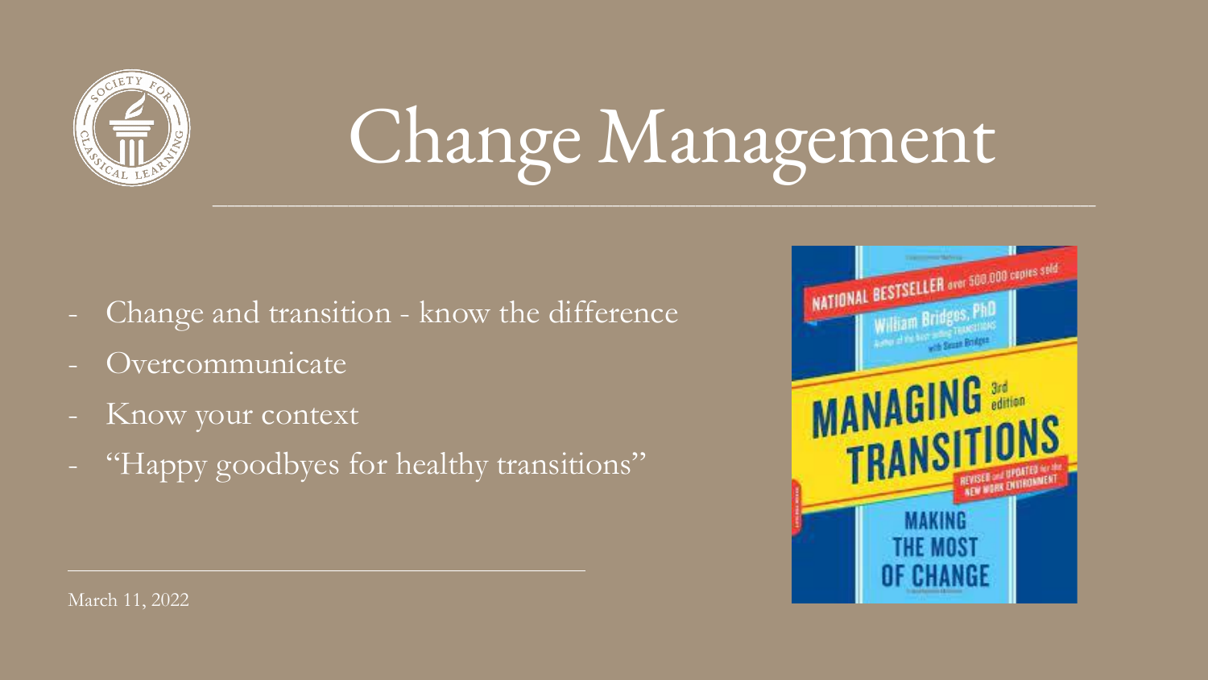# Change Management

- Change and transition - know the difference
- Overcommunicate
- Know your context
- "Happy goodbyes for healthy transitions"

March 11, 2022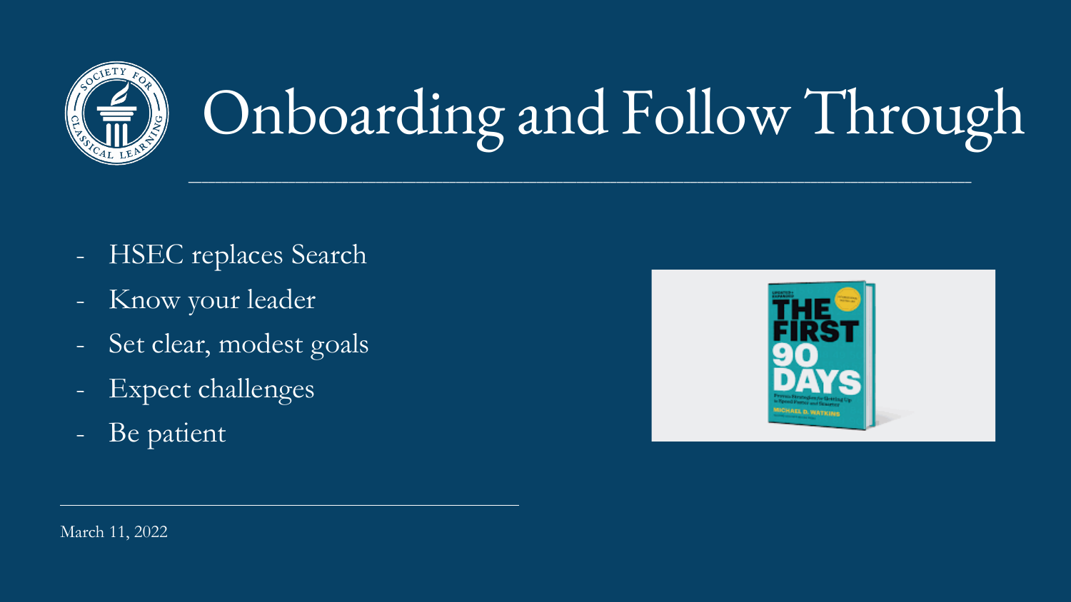# Onboarding and Follow Through

- HSEC replaces Search
- Know your leader
- Set clear, modest goals
- Expect challenges
- Be patient

March 11, 2022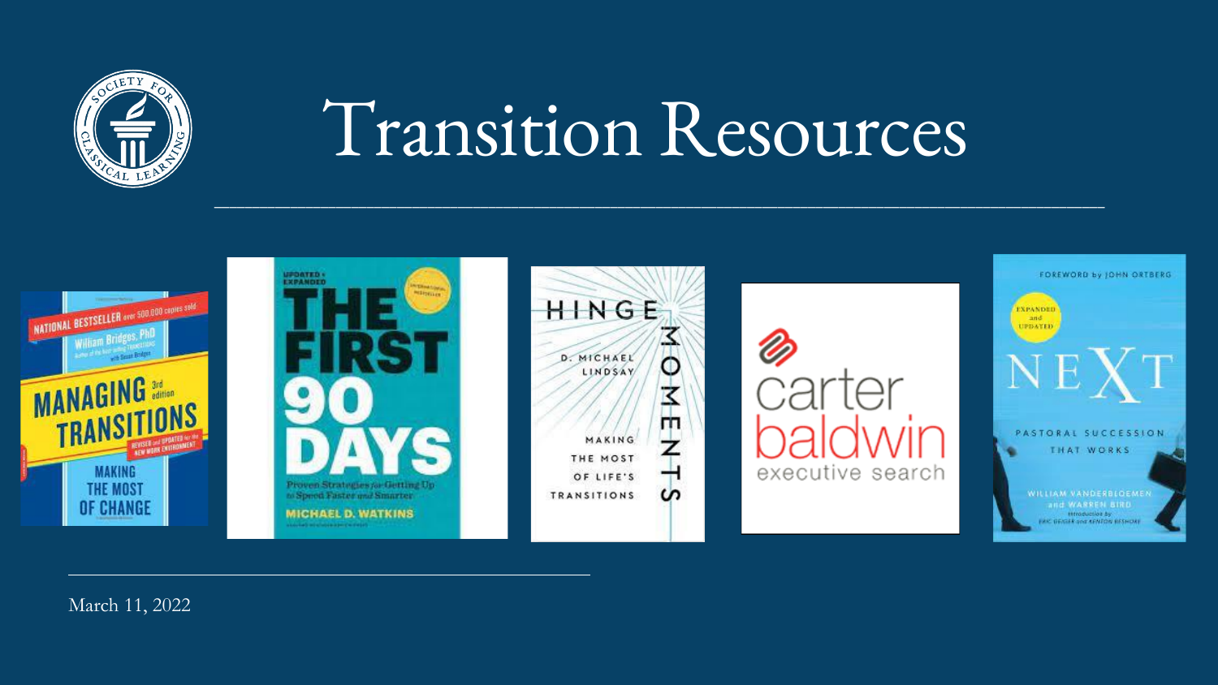# Transition Resources

**Managing Transitions: Making the Most of Change** — William Bridges, PhD, with Susan Bridges (3rd edition, revised and updated for the new work environment)

**The First 90 Days: Proven Strategies for Getting Up to Speed Faster and Smarter** — Michael D. Watkins (Updated + Expanded)

**Hinge Moments: Making the Most of Life's Transitions** — D. Michael Lindsay

**carter baldwin executive search**

**Next: Pastoral Succession That Works** — William Vanderbloemen and Warren Bird (Expanded and Updated; Foreword by John Ortberg)

March 11, 2022